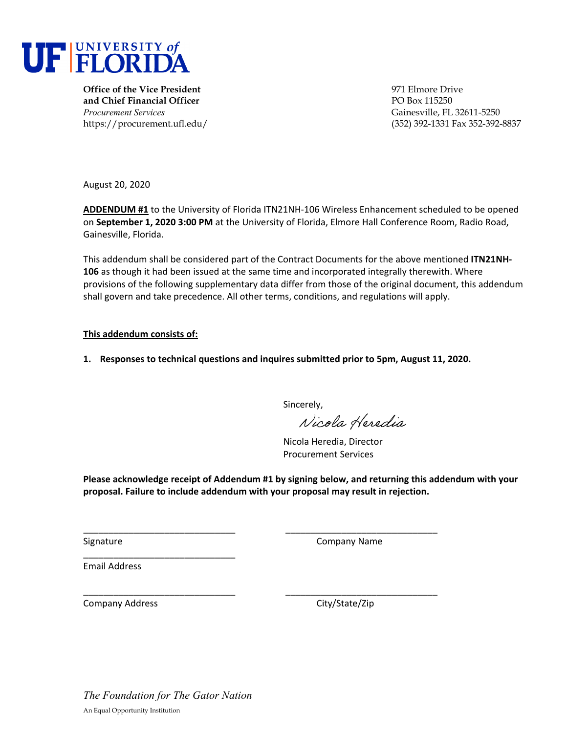**UF | UNIVERSITY of FLORIDA**

**Office of the Vice President**
**and Chief Financial Officer**
*Procurement Services*
https://procurement.ufl.edu/

971 Elmore Drive
PO Box 115250
Gainesville, FL 32611-5250
(352) 392-1331 Fax 352-392-8837

August 20, 2020

**ADDENDUM #1** to the University of Florida ITN21NH-106 Wireless Enhancement scheduled to be opened on **September 1, 2020 3:00 PM** at the University of Florida, Elmore Hall Conference Room, Radio Road, Gainesville, Florida.

This addendum shall be considered part of the Contract Documents for the above mentioned **ITN21NH-106** as though it had been issued at the same time and incorporated integrally therewith. Where provisions of the following supplementary data differ from those of the original document, this addendum shall govern and take precedence. All other terms, conditions, and regulations will apply.

**This addendum consists of:**

1. **Responses to technical questions and inquires submitted prior to 5pm, August 11, 2020.**

Sincerely,

*Nicola Heredia*

Nicola Heredia, Director
Procurement Services

**Please acknowledge receipt of Addendum #1 by signing below, and returning this addendum with your proposal. Failure to include addendum with your proposal may result in rejection.**

_______________________________ _______________________________
Signature Company Name

_______________________________
Email Address

_______________________________ _______________________________
Company Address City/State/Zip

*The Foundation for The Gator Nation*

An Equal Opportunity Institution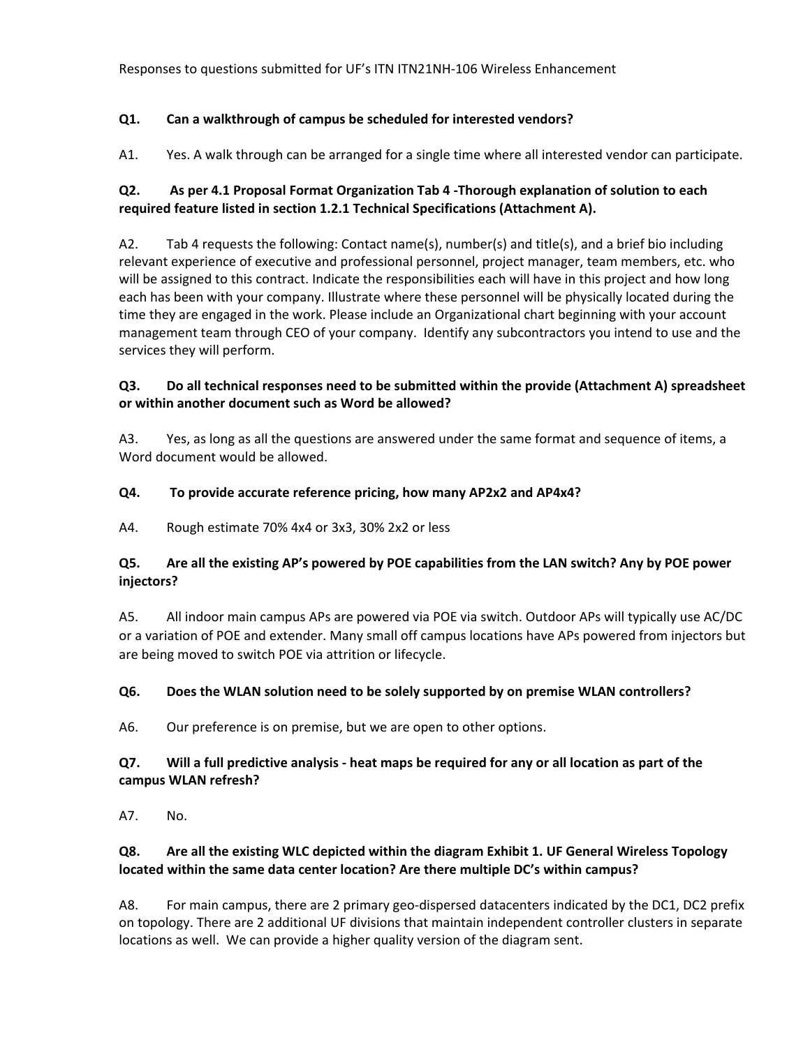Responses to questions submitted for UF's ITN ITN21NH-106 Wireless Enhancement

**Q1. Can a walkthrough of campus be scheduled for interested vendors?**

A1. Yes. A walk through can be arranged for a single time where all interested vendor can participate.

**Q2. As per 4.1 Proposal Format Organization Tab 4 -Thorough explanation of solution to each required feature listed in section 1.2.1 Technical Specifications (Attachment A).**

A2. Tab 4 requests the following: Contact name(s), number(s) and title(s), and a brief bio including relevant experience of executive and professional personnel, project manager, team members, etc. who will be assigned to this contract. Indicate the responsibilities each will have in this project and how long each has been with your company. Illustrate where these personnel will be physically located during the time they are engaged in the work. Please include an Organizational chart beginning with your account management team through CEO of your company. Identify any subcontractors you intend to use and the services they will perform.

**Q3. Do all technical responses need to be submitted within the provide (Attachment A) spreadsheet or within another document such as Word be allowed?**

A3. Yes, as long as all the questions are answered under the same format and sequence of items, a Word document would be allowed.

**Q4. To provide accurate reference pricing, how many AP2x2 and AP4x4?**

A4. Rough estimate 70% 4x4 or 3x3, 30% 2x2 or less

**Q5. Are all the existing AP's powered by POE capabilities from the LAN switch? Any by POE power injectors?**

A5. All indoor main campus APs are powered via POE via switch. Outdoor APs will typically use AC/DC or a variation of POE and extender. Many small off campus locations have APs powered from injectors but are being moved to switch POE via attrition or lifecycle.

**Q6. Does the WLAN solution need to be solely supported by on premise WLAN controllers?**

A6. Our preference is on premise, but we are open to other options.

**Q7. Will a full predictive analysis - heat maps be required for any or all location as part of the campus WLAN refresh?**

A7. No.

**Q8. Are all the existing WLC depicted within the diagram Exhibit 1. UF General Wireless Topology located within the same data center location? Are there multiple DC's within campus?**

A8. For main campus, there are 2 primary geo-dispersed datacenters indicated by the DC1, DC2 prefix on topology. There are 2 additional UF divisions that maintain independent controller clusters in separate locations as well. We can provide a higher quality version of the diagram sent.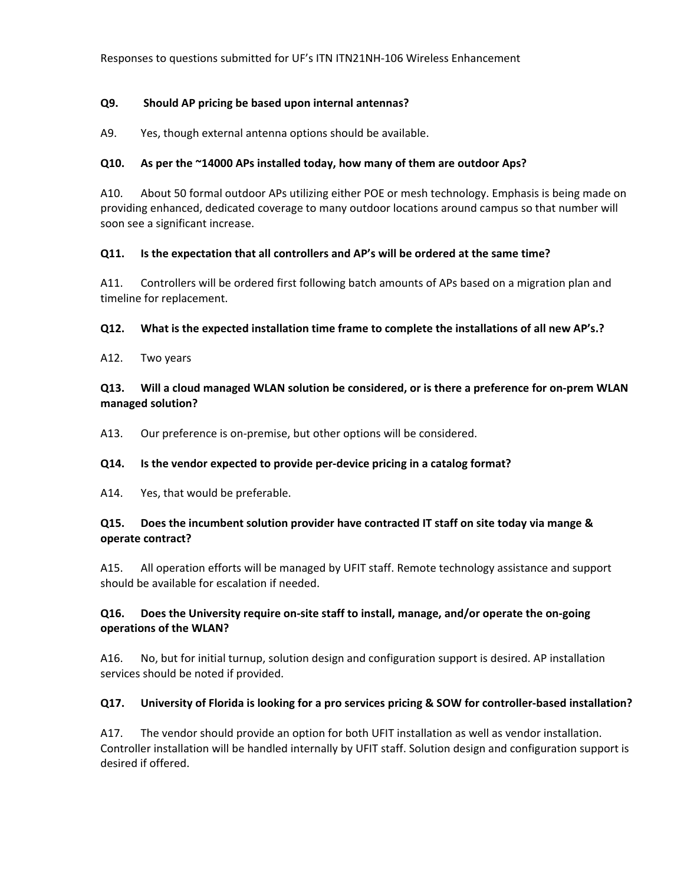Responses to questions submitted for UF's ITN ITN21NH-106 Wireless Enhancement

**Q9. Should AP pricing be based upon internal antennas?**

A9. Yes, though external antenna options should be available.

**Q10. As per the ~14000 APs installed today, how many of them are outdoor Aps?**

A10. About 50 formal outdoor APs utilizing either POE or mesh technology. Emphasis is being made on providing enhanced, dedicated coverage to many outdoor locations around campus so that number will soon see a significant increase.

**Q11. Is the expectation that all controllers and AP's will be ordered at the same time?**

A11. Controllers will be ordered first following batch amounts of APs based on a migration plan and timeline for replacement.

**Q12. What is the expected installation time frame to complete the installations of all new AP's.?**

A12. Two years

**Q13. Will a cloud managed WLAN solution be considered, or is there a preference for on-prem WLAN managed solution?**

A13. Our preference is on-premise, but other options will be considered.

**Q14. Is the vendor expected to provide per-device pricing in a catalog format?**

A14. Yes, that would be preferable.

**Q15. Does the incumbent solution provider have contracted IT staff on site today via mange & operate contract?**

A15. All operation efforts will be managed by UFIT staff. Remote technology assistance and support should be available for escalation if needed.

**Q16. Does the University require on-site staff to install, manage, and/or operate the on-going operations of the WLAN?**

A16. No, but for initial turnup, solution design and configuration support is desired. AP installation services should be noted if provided.

**Q17. University of Florida is looking for a pro services pricing & SOW for controller-based installation?**

A17. The vendor should provide an option for both UFIT installation as well as vendor installation. Controller installation will be handled internally by UFIT staff. Solution design and configuration support is desired if offered.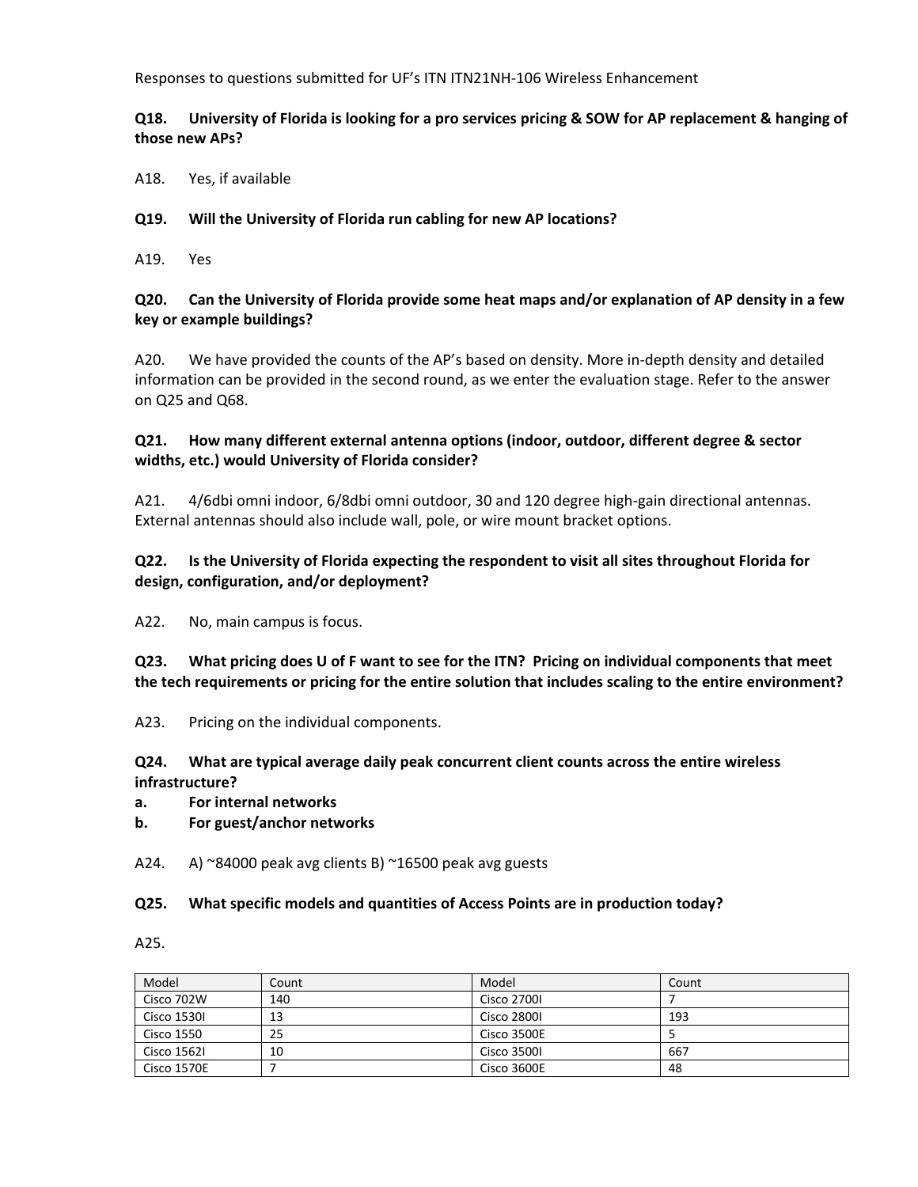Responses to questions submitted for UF's ITN ITN21NH-106 Wireless Enhancement

**Q18. University of Florida is looking for a pro services pricing & SOW for AP replacement & hanging of those new APs?**

A18. Yes, if available

**Q19. Will the University of Florida run cabling for new AP locations?**

A19. Yes

**Q20. Can the University of Florida provide some heat maps and/or explanation of AP density in a few key or example buildings?**

A20. We have provided the counts of the AP's based on density. More in-depth density and detailed information can be provided in the second round, as we enter the evaluation stage. Refer to the answer on Q25 and Q68.

**Q21. How many different external antenna options (indoor, outdoor, different degree & sector widths, etc.) would University of Florida consider?**

A21. 4/6dbi omni indoor, 6/8dbi omni outdoor, 30 and 120 degree high-gain directional antennas. External antennas should also include wall, pole, or wire mount bracket options.

**Q22. Is the University of Florida expecting the respondent to visit all sites throughout Florida for design, configuration, and/or deployment?**

A22. No, main campus is focus.

**Q23. What pricing does U of F want to see for the ITN? Pricing on individual components that meet the tech requirements or pricing for the entire solution that includes scaling to the entire environment?**

A23. Pricing on the individual components.

**Q24. What are typical average daily peak concurrent client counts across the entire wireless infrastructure?**

**a. For internal networks**

**b. For guest/anchor networks**

A24. A) ~84000 peak avg clients B) ~16500 peak avg guests

**Q25. What specific models and quantities of Access Points are in production today?**

A25.

| Model | Count | Model | Count |
|---|---|---|---|
| Cisco 702W | 140 | Cisco 2700I | 7 |
| Cisco 1530I | 13 | Cisco 2800I | 193 |
| Cisco 1550 | 25 | Cisco 3500E | 5 |
| Cisco 1562I | 10 | Cisco 3500I | 667 |
| Cisco 1570E | 7 | Cisco 3600E | 48 |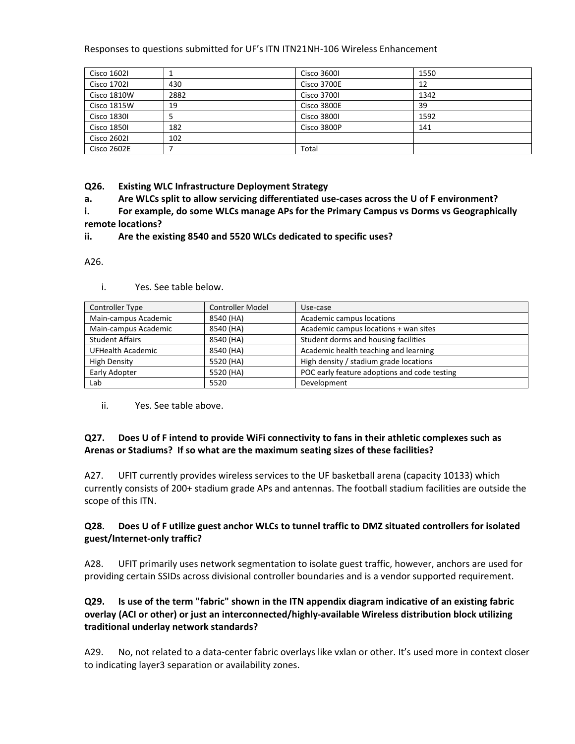Responses to questions submitted for UF's ITN ITN21NH-106 Wireless Enhancement

| | | | |
|---|---|---|---|
| Cisco 1602I | 1 | Cisco 3600I | 1550 |
| Cisco 1702I | 430 | Cisco 3700E | 12 |
| Cisco 1810W | 2882 | Cisco 3700I | 1342 |
| Cisco 1815W | 19 | Cisco 3800E | 39 |
| Cisco 1830I | 5 | Cisco 3800I | 1592 |
| Cisco 1850I | 182 | Cisco 3800P | 141 |
| Cisco 2602I | 102 | | |
| Cisco 2602E | 7 | Total | |

**Q26. Existing WLC Infrastructure Deployment Strategy**

**a. Are WLCs split to allow servicing differentiated use-cases across the U of F environment?**

**i. For example, do some WLCs manage APs for the Primary Campus vs Dorms vs Geographically remote locations?**

**ii. Are the existing 8540 and 5520 WLCs dedicated to specific uses?**

A26.

i. Yes. See table below.

| Controller Type | Controller Model | Use-case |
|---|---|---|
| Main-campus Academic | 8540 (HA) | Academic campus locations |
| Main-campus Academic | 8540 (HA) | Academic campus locations + wan sites |
| Student Affairs | 8540 (HA) | Student dorms and housing facilities |
| UFHealth Academic | 8540 (HA) | Academic health teaching and learning |
| High Density | 5520 (HA) | High density / stadium grade locations |
| Early Adopter | 5520 (HA) | POC early feature adoptions and code testing |
| Lab | 5520 | Development |

ii. Yes. See table above.

**Q27. Does U of F intend to provide WiFi connectivity to fans in their athletic complexes such as Arenas or Stadiums? If so what are the maximum seating sizes of these facilities?**

A27. UFIT currently provides wireless services to the UF basketball arena (capacity 10133) which currently consists of 200+ stadium grade APs and antennas. The football stadium facilities are outside the scope of this ITN.

**Q28. Does U of F utilize guest anchor WLCs to tunnel traffic to DMZ situated controllers for isolated guest/Internet-only traffic?**

A28. UFIT primarily uses network segmentation to isolate guest traffic, however, anchors are used for providing certain SSIDs across divisional controller boundaries and is a vendor supported requirement.

**Q29. Is use of the term "fabric" shown in the ITN appendix diagram indicative of an existing fabric overlay (ACI or other) or just an interconnected/highly-available Wireless distribution block utilizing traditional underlay network standards?**

A29. No, not related to a data-center fabric overlays like vxlan or other. It's used more in context closer to indicating layer3 separation or availability zones.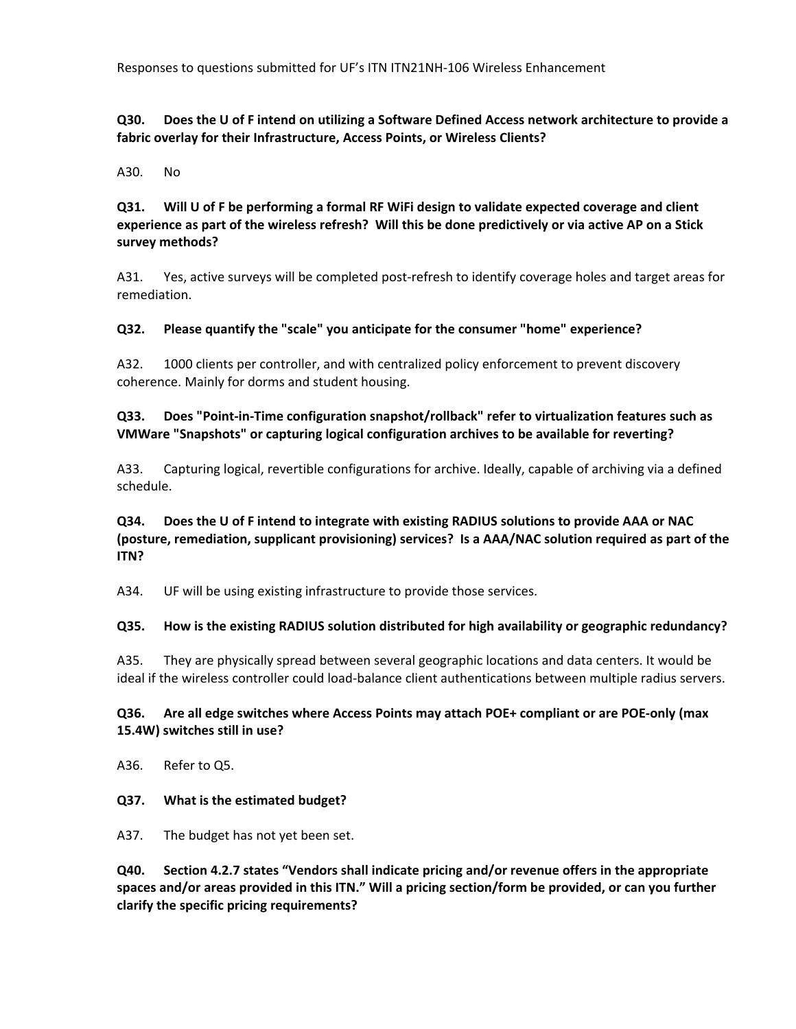**Q30. Does the U of F intend on utilizing a Software Defined Access network architecture to provide a fabric overlay for their Infrastructure, Access Points, or Wireless Clients?**

A30. No

**Q31. Will U of F be performing a formal RF WiFi design to validate expected coverage and client experience as part of the wireless refresh? Will this be done predictively or via active AP on a Stick survey methods?**

A31. Yes, active surveys will be completed post-refresh to identify coverage holes and target areas for remediation.

**Q32. Please quantify the "scale" you anticipate for the consumer "home" experience?**

A32. 1000 clients per controller, and with centralized policy enforcement to prevent discovery coherence. Mainly for dorms and student housing.

**Q33. Does "Point-in-Time configuration snapshot/rollback" refer to virtualization features such as VMWare "Snapshots" or capturing logical configuration archives to be available for reverting?**

A33. Capturing logical, revertible configurations for archive. Ideally, capable of archiving via a defined schedule.

**Q34. Does the U of F intend to integrate with existing RADIUS solutions to provide AAA or NAC (posture, remediation, supplicant provisioning) services? Is a AAA/NAC solution required as part of the ITN?**

A34. UF will be using existing infrastructure to provide those services.

**Q35. How is the existing RADIUS solution distributed for high availability or geographic redundancy?**

A35. They are physically spread between several geographic locations and data centers. It would be ideal if the wireless controller could load-balance client authentications between multiple radius servers.

**Q36. Are all edge switches where Access Points may attach POE+ compliant or are POE-only (max 15.4W) switches still in use?**

A36. Refer to Q5.

**Q37. What is the estimated budget?**

A37. The budget has not yet been set.

**Q40. Section 4.2.7 states "Vendors shall indicate pricing and/or revenue offers in the appropriate spaces and/or areas provided in this ITN." Will a pricing section/form be provided, or can you further clarify the specific pricing requirements?**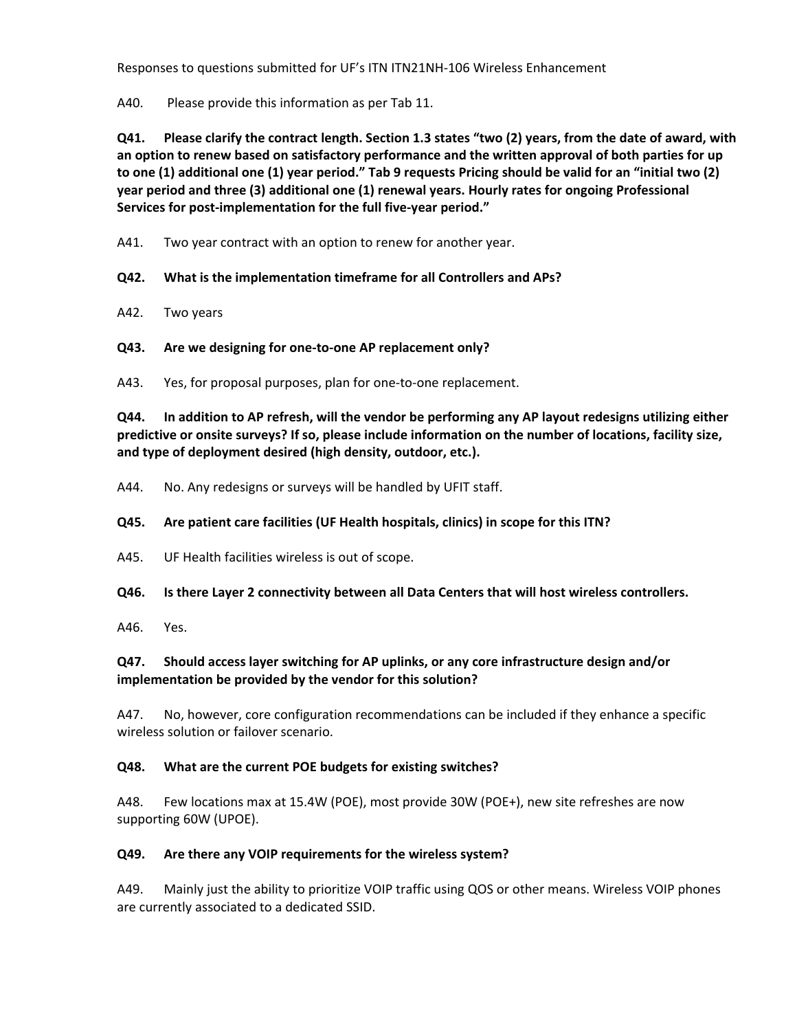Responses to questions submitted for UF's ITN ITN21NH-106 Wireless Enhancement

A40. Please provide this information as per Tab 11.

**Q41. Please clarify the contract length. Section 1.3 states "two (2) years, from the date of award, with an option to renew based on satisfactory performance and the written approval of both parties for up to one (1) additional one (1) year period." Tab 9 requests Pricing should be valid for an "initial two (2) year period and three (3) additional one (1) renewal years. Hourly rates for ongoing Professional Services for post-implementation for the full five-year period."**

A41. Two year contract with an option to renew for another year.

**Q42. What is the implementation timeframe for all Controllers and APs?**

A42. Two years

**Q43. Are we designing for one-to-one AP replacement only?**

A43. Yes, for proposal purposes, plan for one-to-one replacement.

**Q44. In addition to AP refresh, will the vendor be performing any AP layout redesigns utilizing either predictive or onsite surveys? If so, please include information on the number of locations, facility size, and type of deployment desired (high density, outdoor, etc.).**

A44. No. Any redesigns or surveys will be handled by UFIT staff.

**Q45. Are patient care facilities (UF Health hospitals, clinics) in scope for this ITN?**

A45. UF Health facilities wireless is out of scope.

**Q46. Is there Layer 2 connectivity between all Data Centers that will host wireless controllers.**

A46. Yes.

**Q47. Should access layer switching for AP uplinks, or any core infrastructure design and/or implementation be provided by the vendor for this solution?**

A47. No, however, core configuration recommendations can be included if they enhance a specific wireless solution or failover scenario.

**Q48. What are the current POE budgets for existing switches?**

A48. Few locations max at 15.4W (POE), most provide 30W (POE+), new site refreshes are now supporting 60W (UPOE).

**Q49. Are there any VOIP requirements for the wireless system?**

A49. Mainly just the ability to prioritize VOIP traffic using QOS or other means. Wireless VOIP phones are currently associated to a dedicated SSID.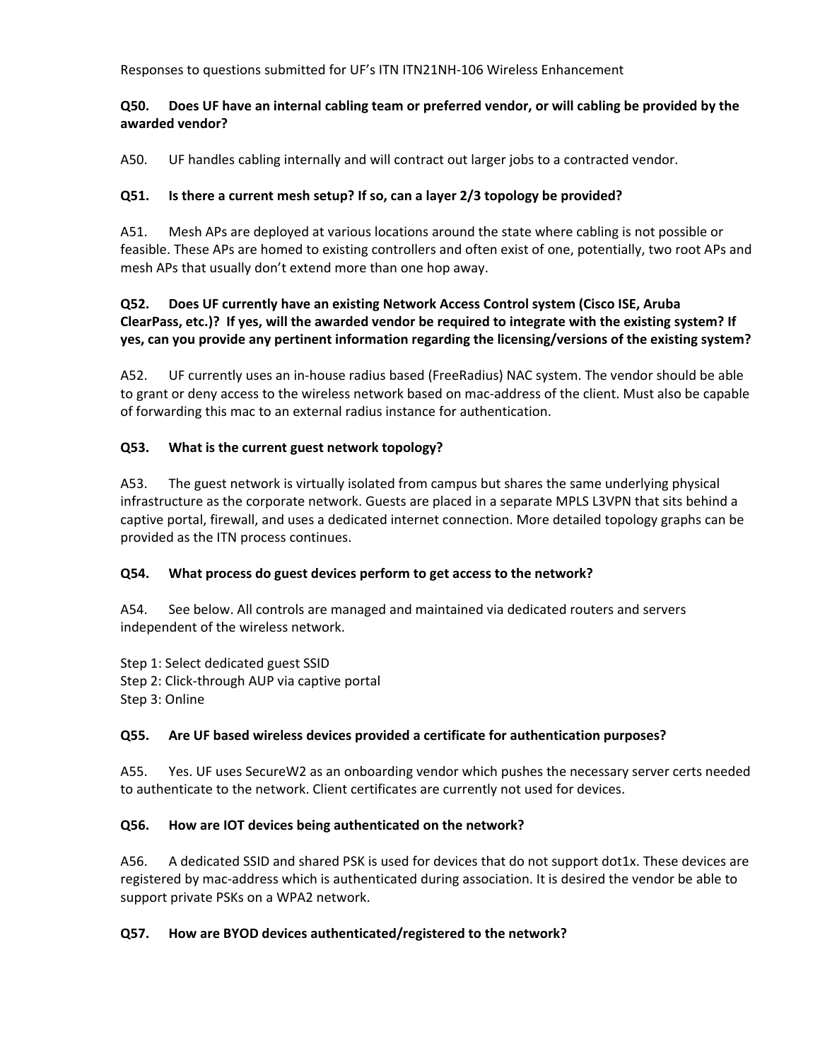Responses to questions submitted for UF's ITN ITN21NH-106 Wireless Enhancement

**Q50. Does UF have an internal cabling team or preferred vendor, or will cabling be provided by the awarded vendor?**

A50. UF handles cabling internally and will contract out larger jobs to a contracted vendor.

**Q51. Is there a current mesh setup? If so, can a layer 2/3 topology be provided?**

A51. Mesh APs are deployed at various locations around the state where cabling is not possible or feasible. These APs are homed to existing controllers and often exist of one, potentially, two root APs and mesh APs that usually don't extend more than one hop away.

**Q52. Does UF currently have an existing Network Access Control system (Cisco ISE, Aruba ClearPass, etc.)? If yes, will the awarded vendor be required to integrate with the existing system? If yes, can you provide any pertinent information regarding the licensing/versions of the existing system?**

A52. UF currently uses an in-house radius based (FreeRadius) NAC system. The vendor should be able to grant or deny access to the wireless network based on mac-address of the client. Must also be capable of forwarding this mac to an external radius instance for authentication.

**Q53. What is the current guest network topology?**

A53. The guest network is virtually isolated from campus but shares the same underlying physical infrastructure as the corporate network. Guests are placed in a separate MPLS L3VPN that sits behind a captive portal, firewall, and uses a dedicated internet connection. More detailed topology graphs can be provided as the ITN process continues.

**Q54. What process do guest devices perform to get access to the network?**

A54. See below. All controls are managed and maintained via dedicated routers and servers independent of the wireless network.

Step 1: Select dedicated guest SSID
Step 2: Click-through AUP via captive portal
Step 3: Online

**Q55. Are UF based wireless devices provided a certificate for authentication purposes?**

A55. Yes. UF uses SecureW2 as an onboarding vendor which pushes the necessary server certs needed to authenticate to the network. Client certificates are currently not used for devices.

**Q56. How are IOT devices being authenticated on the network?**

A56. A dedicated SSID and shared PSK is used for devices that do not support dot1x. These devices are registered by mac-address which is authenticated during association. It is desired the vendor be able to support private PSKs on a WPA2 network.

**Q57. How are BYOD devices authenticated/registered to the network?**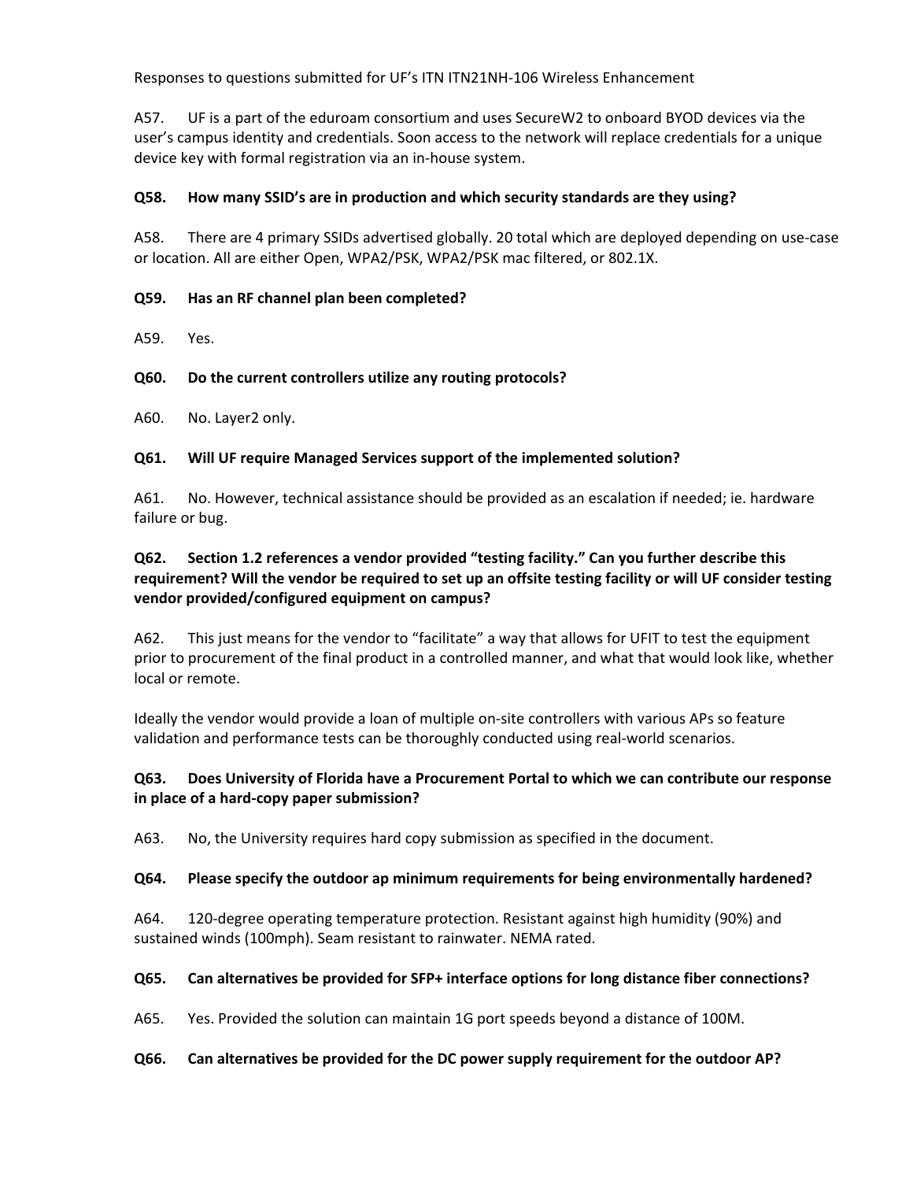Responses to questions submitted for UF's ITN ITN21NH-106 Wireless Enhancement

A57. UF is a part of the eduroam consortium and uses SecureW2 to onboard BYOD devices via the user's campus identity and credentials. Soon access to the network will replace credentials for a unique device key with formal registration via an in-house system.

**Q58. How many SSID's are in production and which security standards are they using?**

A58. There are 4 primary SSIDs advertised globally. 20 total which are deployed depending on use-case or location. All are either Open, WPA2/PSK, WPA2/PSK mac filtered, or 802.1X.

**Q59. Has an RF channel plan been completed?**

A59. Yes.

**Q60. Do the current controllers utilize any routing protocols?**

A60. No. Layer2 only.

**Q61. Will UF require Managed Services support of the implemented solution?**

A61. No. However, technical assistance should be provided as an escalation if needed; ie. hardware failure or bug.

**Q62. Section 1.2 references a vendor provided "testing facility." Can you further describe this requirement? Will the vendor be required to set up an offsite testing facility or will UF consider testing vendor provided/configured equipment on campus?**

A62. This just means for the vendor to "facilitate" a way that allows for UFIT to test the equipment prior to procurement of the final product in a controlled manner, and what that would look like, whether local or remote.

Ideally the vendor would provide a loan of multiple on-site controllers with various APs so feature validation and performance tests can be thoroughly conducted using real-world scenarios.

**Q63. Does University of Florida have a Procurement Portal to which we can contribute our response in place of a hard-copy paper submission?**

A63. No, the University requires hard copy submission as specified in the document.

**Q64. Please specify the outdoor ap minimum requirements for being environmentally hardened?**

A64. 120-degree operating temperature protection. Resistant against high humidity (90%) and sustained winds (100mph). Seam resistant to rainwater. NEMA rated.

**Q65. Can alternatives be provided for SFP+ interface options for long distance fiber connections?**

A65. Yes. Provided the solution can maintain 1G port speeds beyond a distance of 100M.

**Q66. Can alternatives be provided for the DC power supply requirement for the outdoor AP?**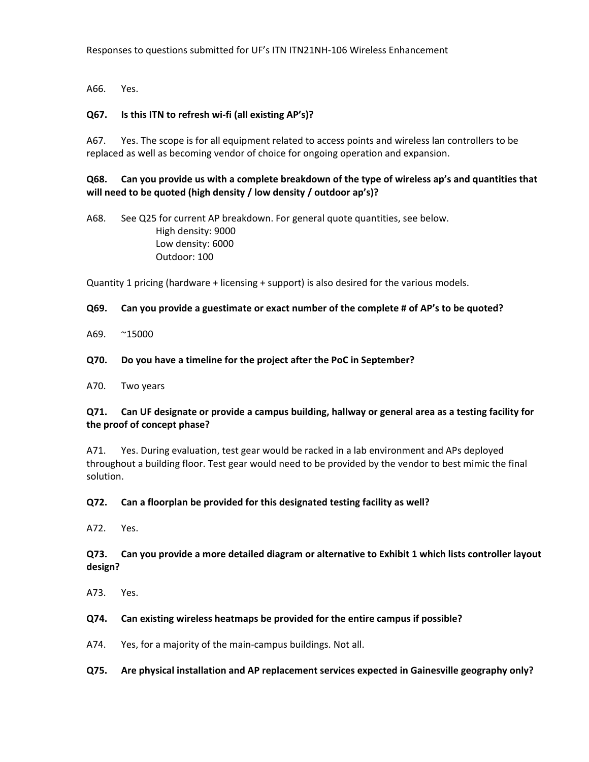A66. Yes.

**Q67. Is this ITN to refresh wi-fi (all existing AP's)?**

A67. Yes. The scope is for all equipment related to access points and wireless lan controllers to be replaced as well as becoming vendor of choice for ongoing operation and expansion.

**Q68. Can you provide us with a complete breakdown of the type of wireless ap's and quantities that will need to be quoted (high density / low density / outdoor ap's)?**

A68. See Q25 for current AP breakdown. For general quote quantities, see below.
High density: 9000
Low density: 6000
Outdoor: 100

Quantity 1 pricing (hardware + licensing + support) is also desired for the various models.

**Q69. Can you provide a guestimate or exact number of the complete # of AP's to be quoted?**

A69. ~15000

**Q70. Do you have a timeline for the project after the PoC in September?**

A70. Two years

**Q71. Can UF designate or provide a campus building, hallway or general area as a testing facility for the proof of concept phase?**

A71. Yes. During evaluation, test gear would be racked in a lab environment and APs deployed throughout a building floor. Test gear would need to be provided by the vendor to best mimic the final solution.

**Q72. Can a floorplan be provided for this designated testing facility as well?**

A72. Yes.

**Q73. Can you provide a more detailed diagram or alternative to Exhibit 1 which lists controller layout design?**

A73. Yes.

**Q74. Can existing wireless heatmaps be provided for the entire campus if possible?**

A74. Yes, for a majority of the main-campus buildings. Not all.

**Q75. Are physical installation and AP replacement services expected in Gainesville geography only?**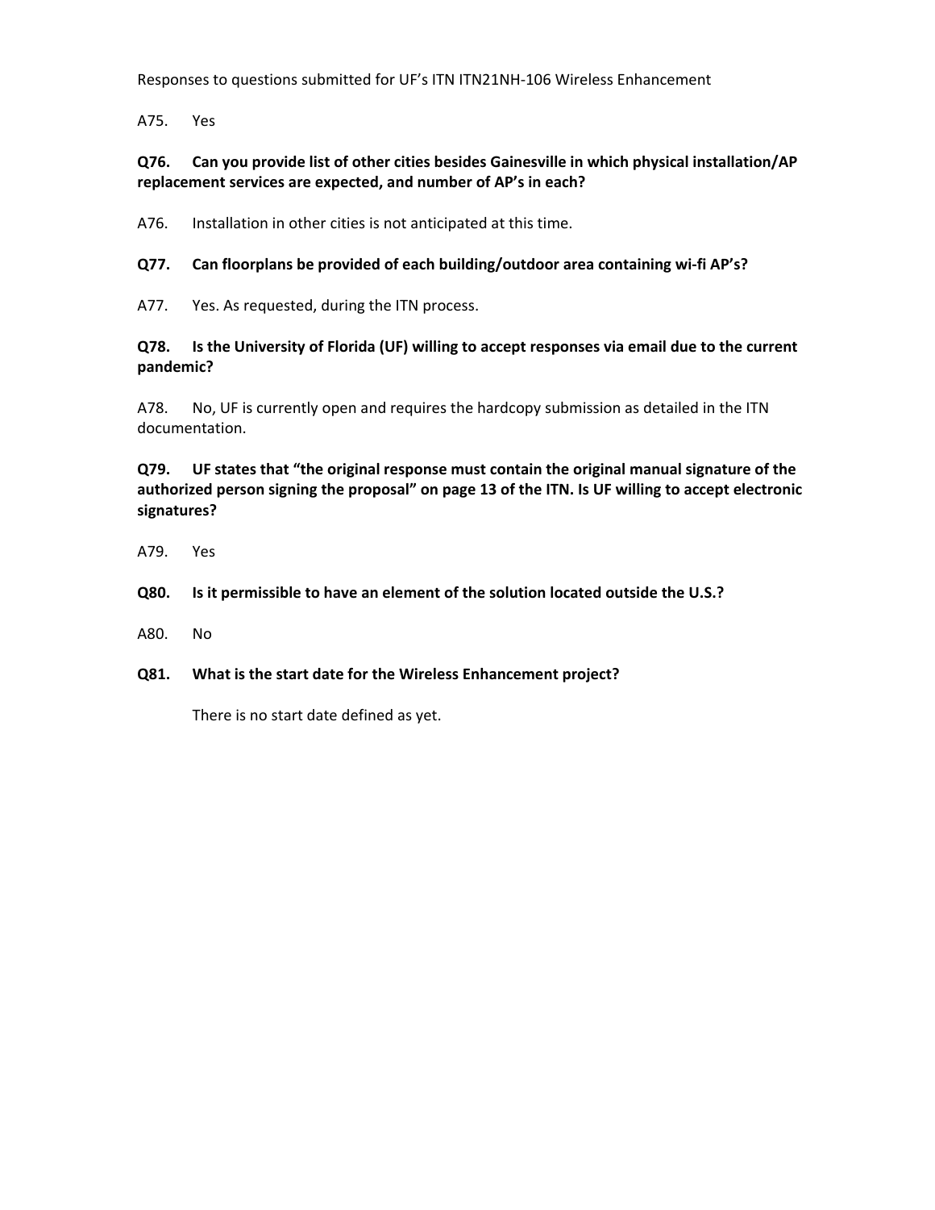A75. Yes

**Q76. Can you provide list of other cities besides Gainesville in which physical installation/AP replacement services are expected, and number of AP's in each?**

A76. Installation in other cities is not anticipated at this time.

**Q77. Can floorplans be provided of each building/outdoor area containing wi-fi AP's?**

A77. Yes. As requested, during the ITN process.

**Q78. Is the University of Florida (UF) willing to accept responses via email due to the current pandemic?**

A78. No, UF is currently open and requires the hardcopy submission as detailed in the ITN documentation.

**Q79. UF states that "the original response must contain the original manual signature of the authorized person signing the proposal" on page 13 of the ITN. Is UF willing to accept electronic signatures?**

A79. Yes

**Q80. Is it permissible to have an element of the solution located outside the U.S.?**

A80. No

**Q81. What is the start date for the Wireless Enhancement project?**

There is no start date defined as yet.